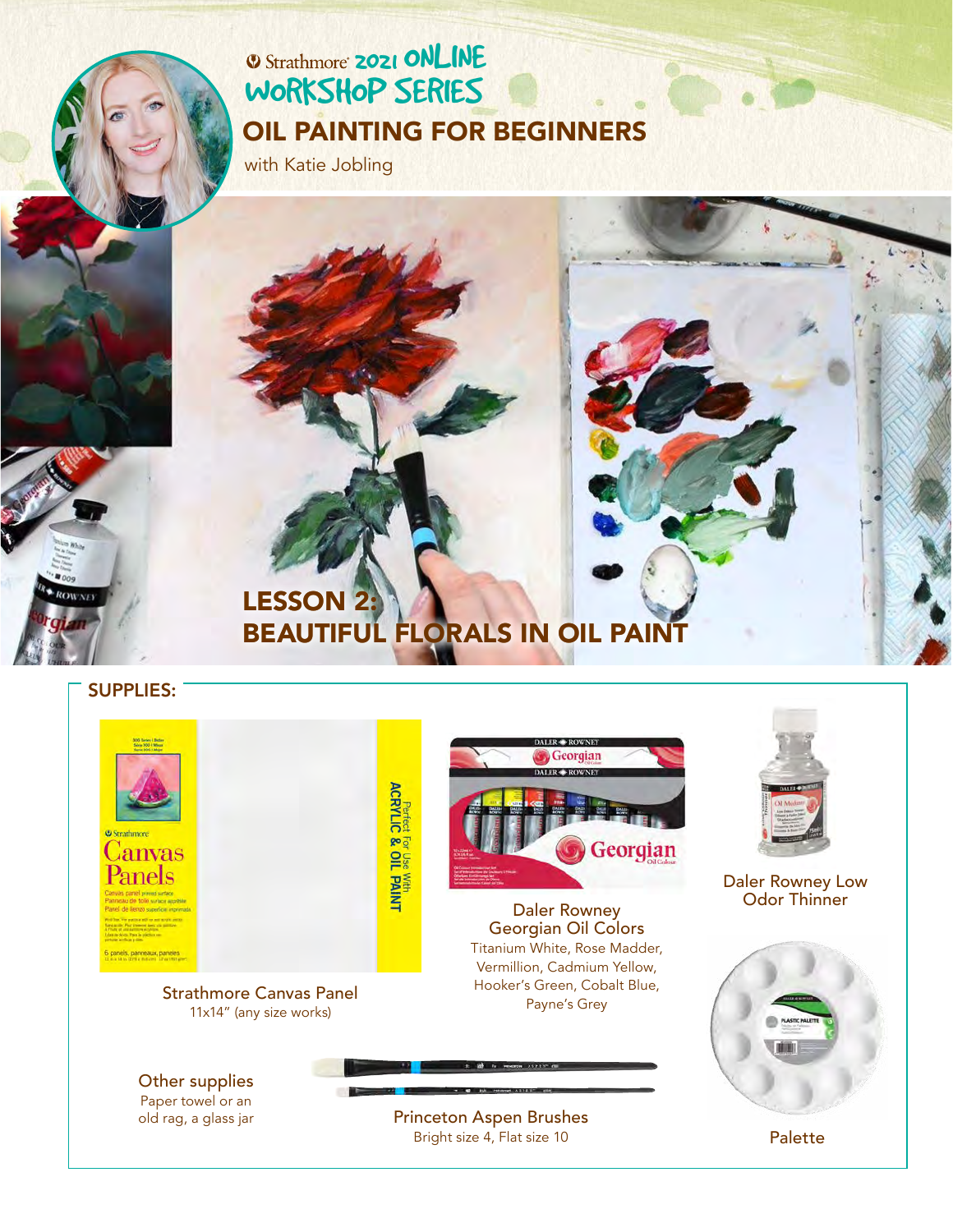Strathmore 2021 ONLINE WORKSHOP SERIES

# OIL PAINTING FOR BEGINNERS

with Katie Jobling

## LESSON 2: BEAUTIFUL FLORALS IN OIL PAINT

### SUPPLIES:

**Strathmore Canvas Panel**
11x14" (any size works)

**Daler Rowney Georgian Oil Colors**
Titanium White, Rose Madder, Vermillion, Cadmium Yellow, Hooker's Green, Cobalt Blue, Payne's Grey

**Daler Rowney Low Odor Thinner**

**Other supplies**
Paper towel or an old rag, a glass jar

**Princeton Aspen Brushes**
Bright size 4, Flat size 10

**Palette**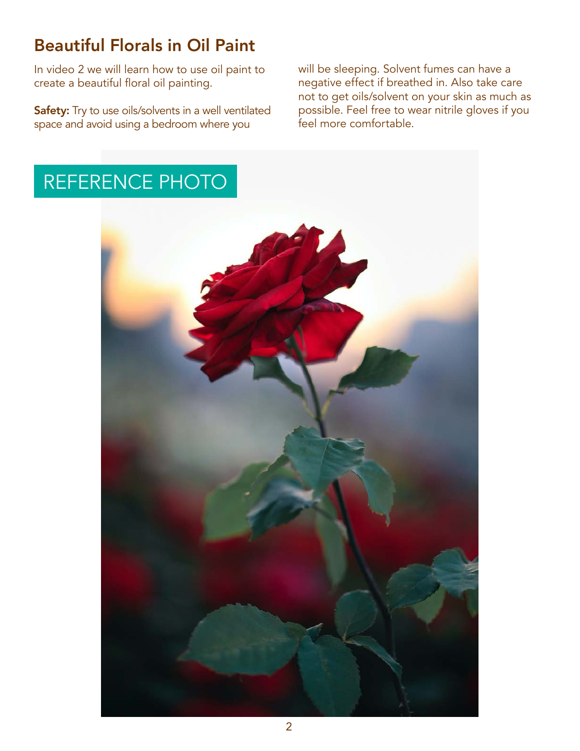## Beautiful Florals in Oil Paint

In video 2 we will learn how to use oil paint to create a beautiful floral oil painting.

**Safety:** Try to use oils/solvents in a well ventilated space and avoid using a bedroom where you will be sleeping. Solvent fumes can have a negative effect if breathed in. Also take care not to get oils/solvent on your skin as much as possible. Feel free to wear nitrile gloves if you feel more comfortable.

REFERENCE PHOTO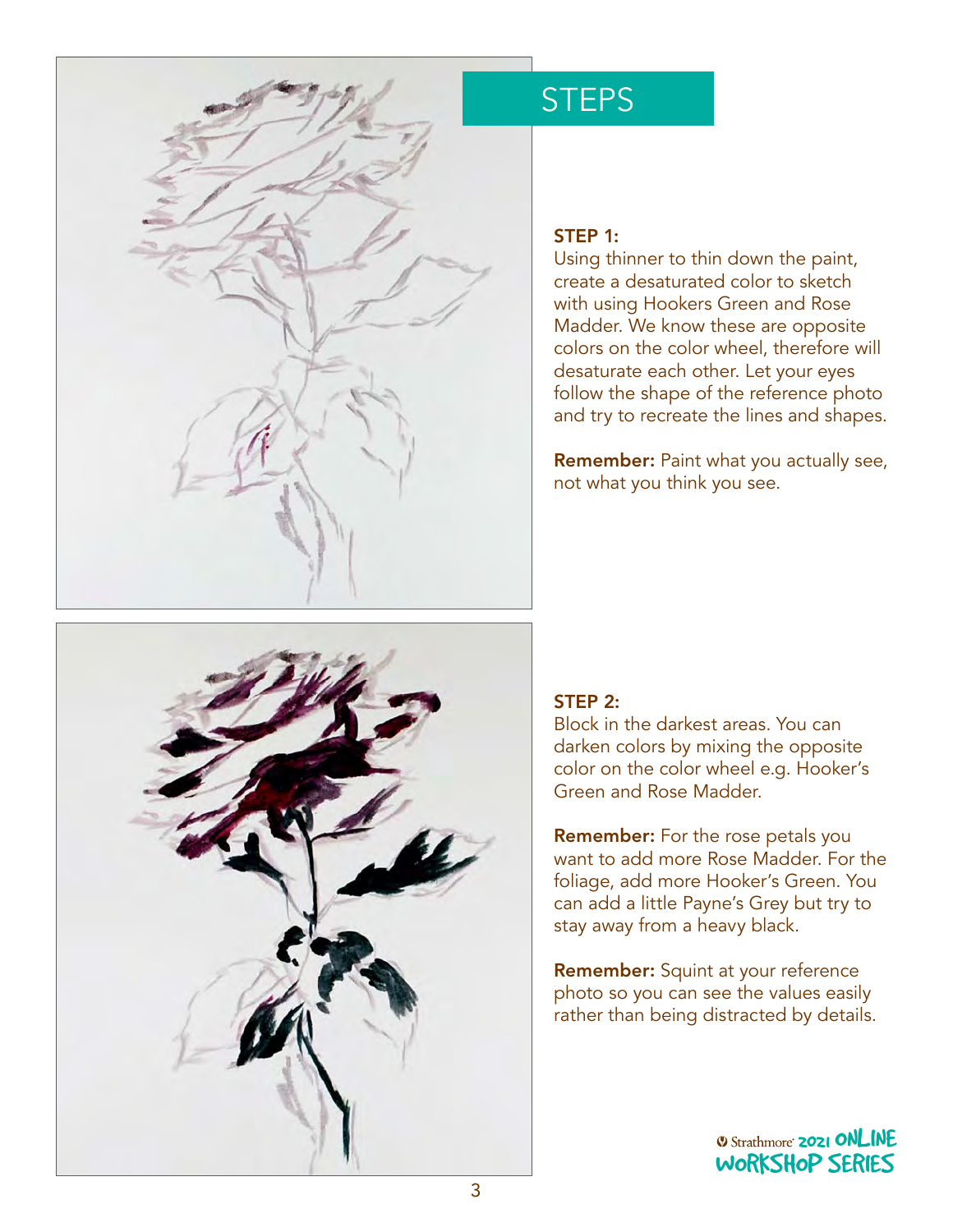## STEPS

**STEP 1:**
Using thinner to thin down the paint, create a desaturated color to sketch with using Hookers Green and Rose Madder. We know these are opposite colors on the color wheel, therefore will desaturate each other. Let your eyes follow the shape of the reference photo and try to recreate the lines and shapes.

**Remember:** Paint what you actually see, not what you think you see.

**STEP 2:**
Block in the darkest areas. You can darken colors by mixing the opposite color on the color wheel e.g. Hooker's Green and Rose Madder.

**Remember:** For the rose petals you want to add more Rose Madder. For the foliage, add more Hooker's Green. You can add a little Payne's Grey but try to stay away from a heavy black.

**Remember:** Squint at your reference photo so you can see the values easily rather than being distracted by details.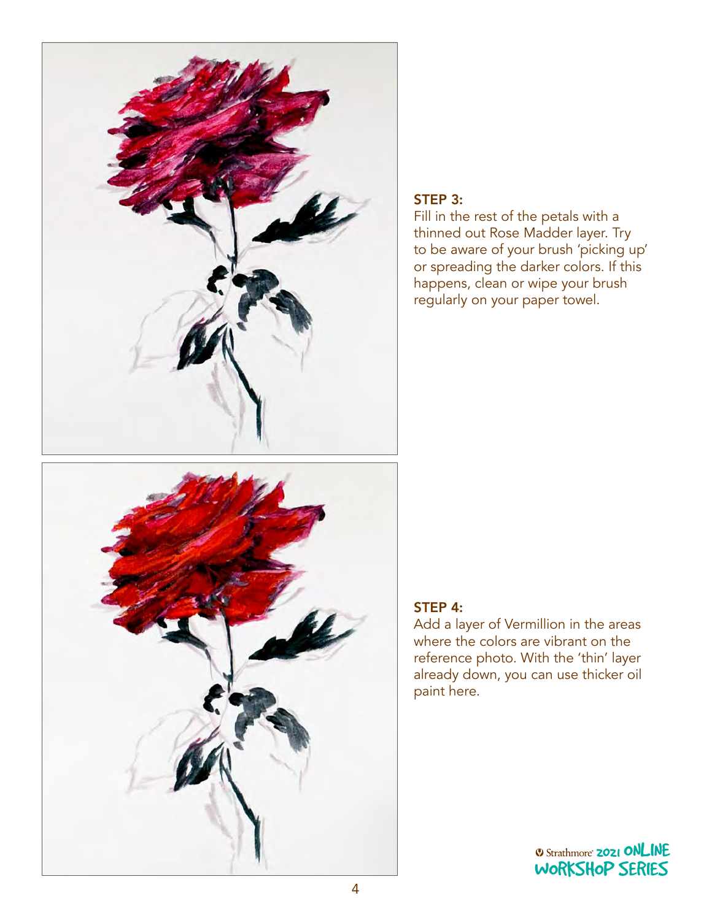### STEP 3:

Fill in the rest of the petals with a thinned out Rose Madder layer. Try to be aware of your brush 'picking up' or spreading the darker colors. If this happens, clean or wipe your brush regularly on your paper towel.

### STEP 4:

Add a layer of Vermillion in the areas where the colors are vibrant on the reference photo. With the 'thin' layer already down, you can use thicker oil paint here.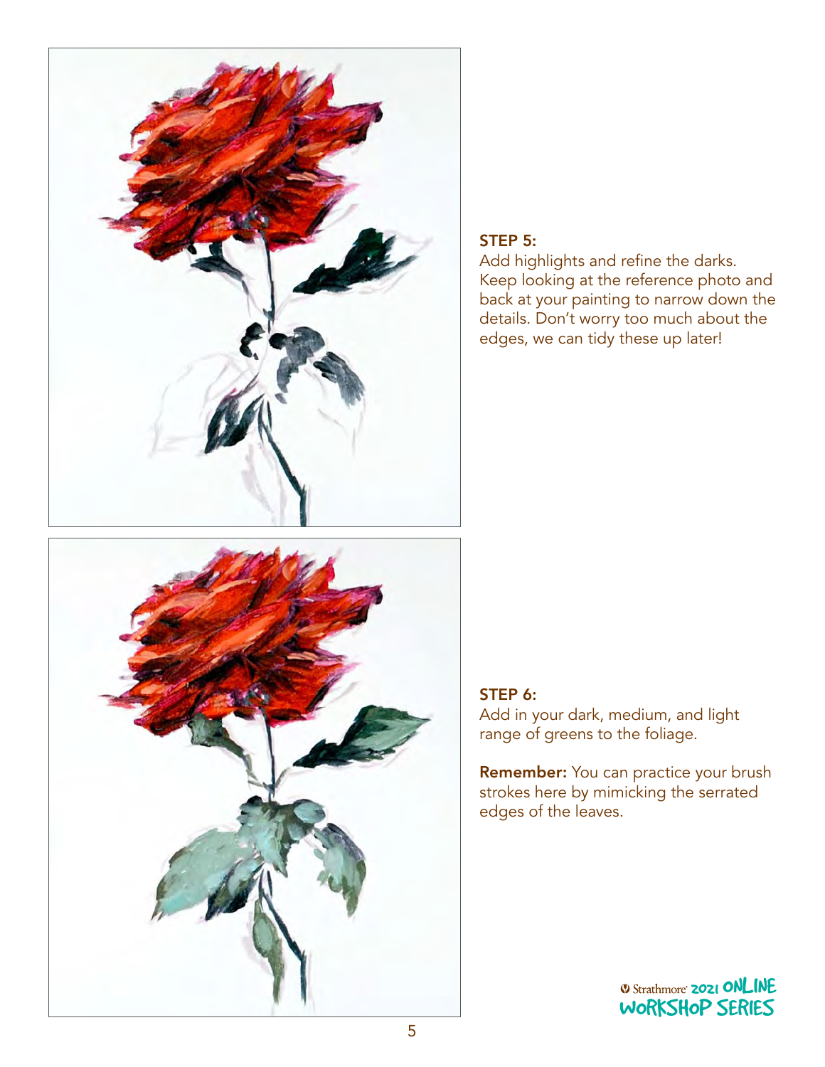**STEP 5:**
Add highlights and refine the darks. Keep looking at the reference photo and back at your painting to narrow down the details. Don't worry too much about the edges, we can tidy these up later!

**STEP 6:**
Add in your dark, medium, and light range of greens to the foliage.

**Remember:** You can practice your brush strokes here by mimicking the serrated edges of the leaves.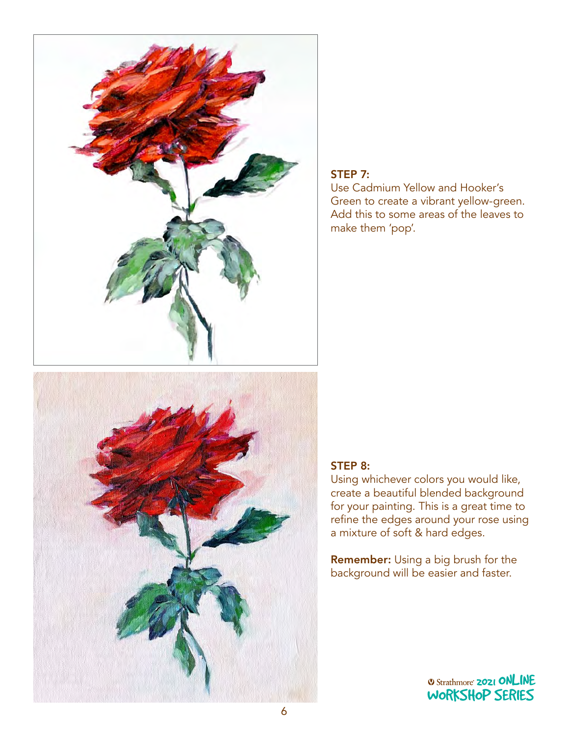**STEP 7:**
Use Cadmium Yellow and Hooker's Green to create a vibrant yellow-green. Add this to some areas of the leaves to make them 'pop'.

**STEP 8:**
Using whichever colors you would like, create a beautiful blended background for your painting. This is a great time to refine the edges around your rose using a mixture of soft & hard edges.

**Remember:** Using a big brush for the background will be easier and faster.